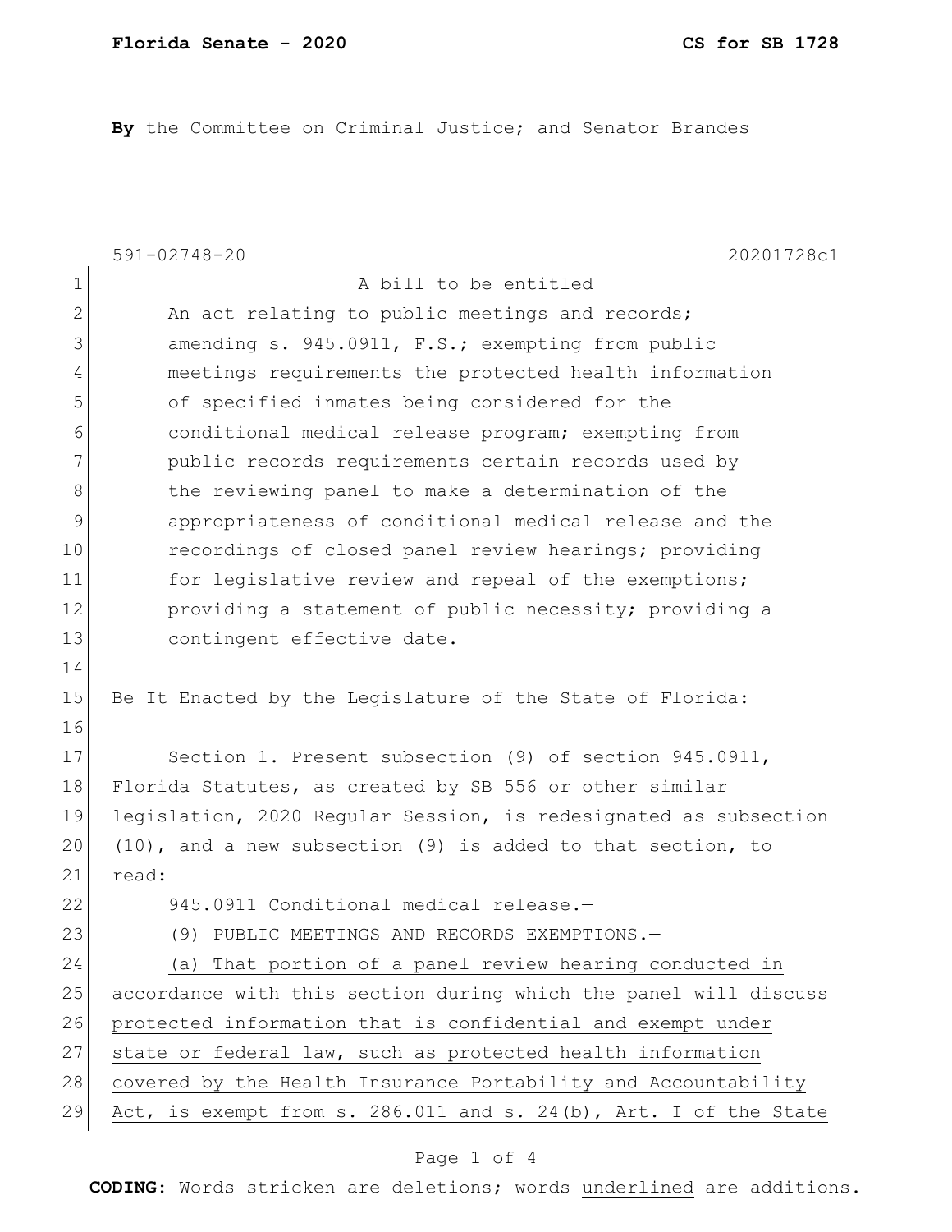**By** the Committee on Criminal Justice; and Senator Brandes

591-02748-20 20201728c1

1 A bill to be entitled

2 An act relating to public meetings and records;
3 amending s. 945.0911, F.S.; exempting from public
4 meetings requirements the protected health information
5 of specified inmates being considered for the
6 conditional medical release program; exempting from
7 public records requirements certain records used by
8 the reviewing panel to make a determination of the
9 appropriateness of conditional medical release and the
10 recordings of closed panel review hearings; providing
11 for legislative review and repeal of the exemptions;
12 providing a statement of public necessity; providing a
13 contingent effective date.

14

15 Be It Enacted by the Legislature of the State of Florida:

16

17 Section 1. Present subsection (9) of section 945.0911,
18 Florida Statutes, as created by SB 556 or other similar
19 legislation, 2020 Regular Session, is redesignated as subsection
20 (10), and a new subsection (9) is added to that section, to
21 read:

22 945.0911 Conditional medical release.—

23 (9) PUBLIC MEETINGS AND RECORDS EXEMPTIONS.—

24 (a) That portion of a panel review hearing conducted in
25 accordance with this section during which the panel will discuss
26 protected information that is confidential and exempt under
27 state or federal law, such as protected health information
28 covered by the Health Insurance Portability and Accountability
29 Act, is exempt from s. 286.011 and s. 24(b), Art. I of the State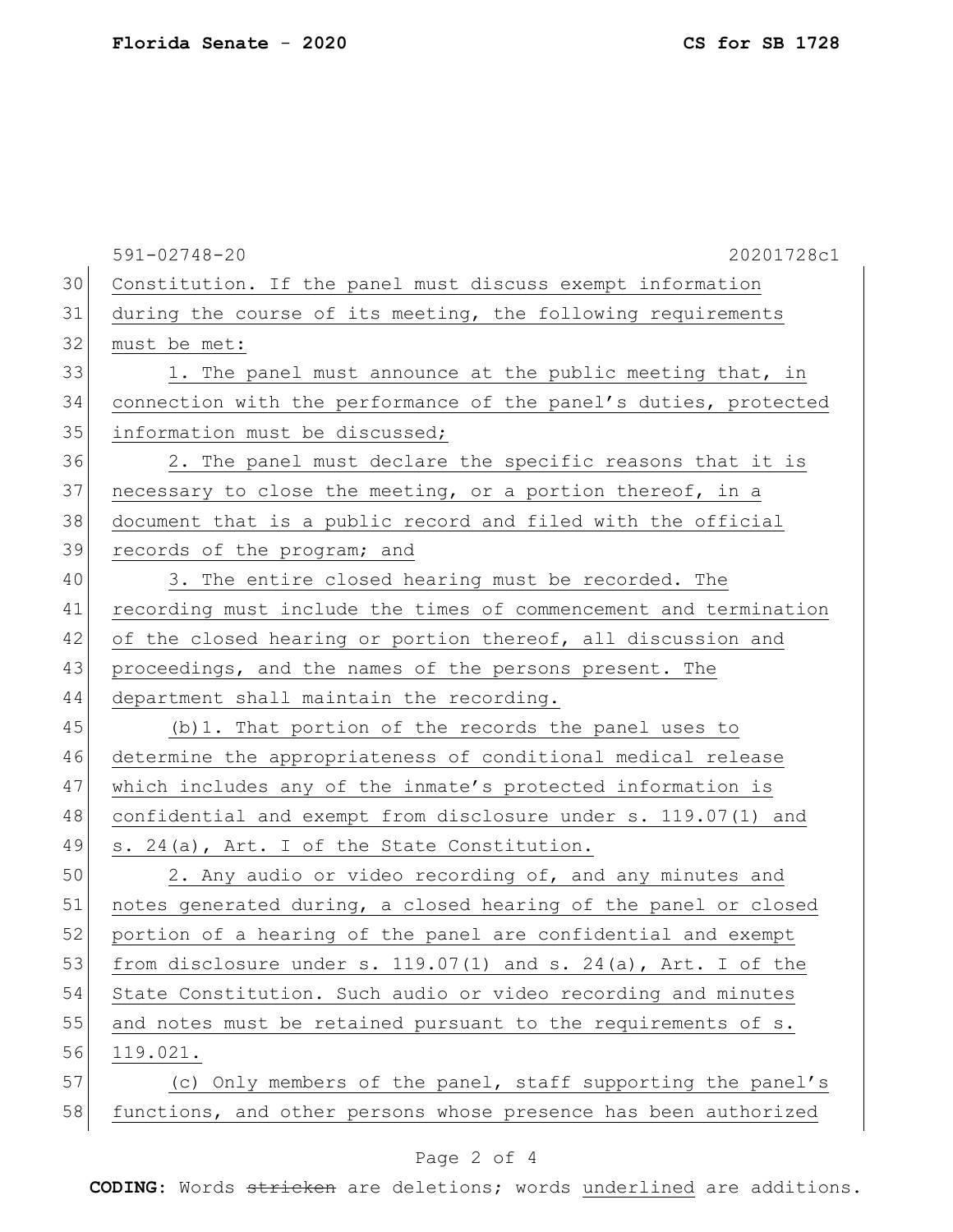Constitution. If the panel must discuss exempt information during the course of its meeting, the following requirements must be met:

1. The panel must announce at the public meeting that, in connection with the performance of the panel's duties, protected information must be discussed;

2. The panel must declare the specific reasons that it is necessary to close the meeting, or a portion thereof, in a document that is a public record and filed with the official records of the program; and

3. The entire closed hearing must be recorded. The recording must include the times of commencement and termination of the closed hearing or portion thereof, all discussion and proceedings, and the names of the persons present. The department shall maintain the recording.

(b)1. That portion of the records the panel uses to determine the appropriateness of conditional medical release which includes any of the inmate's protected information is confidential and exempt from disclosure under s. 119.07(1) and s. 24(a), Art. I of the State Constitution.

2. Any audio or video recording of, and any minutes and notes generated during, a closed hearing of the panel or closed portion of a hearing of the panel are confidential and exempt from disclosure under s. 119.07(1) and s. 24(a), Art. I of the State Constitution. Such audio or video recording and minutes and notes must be retained pursuant to the requirements of s. 119.021.

(c) Only members of the panel, staff supporting the panel's functions, and other persons whose presence has been authorized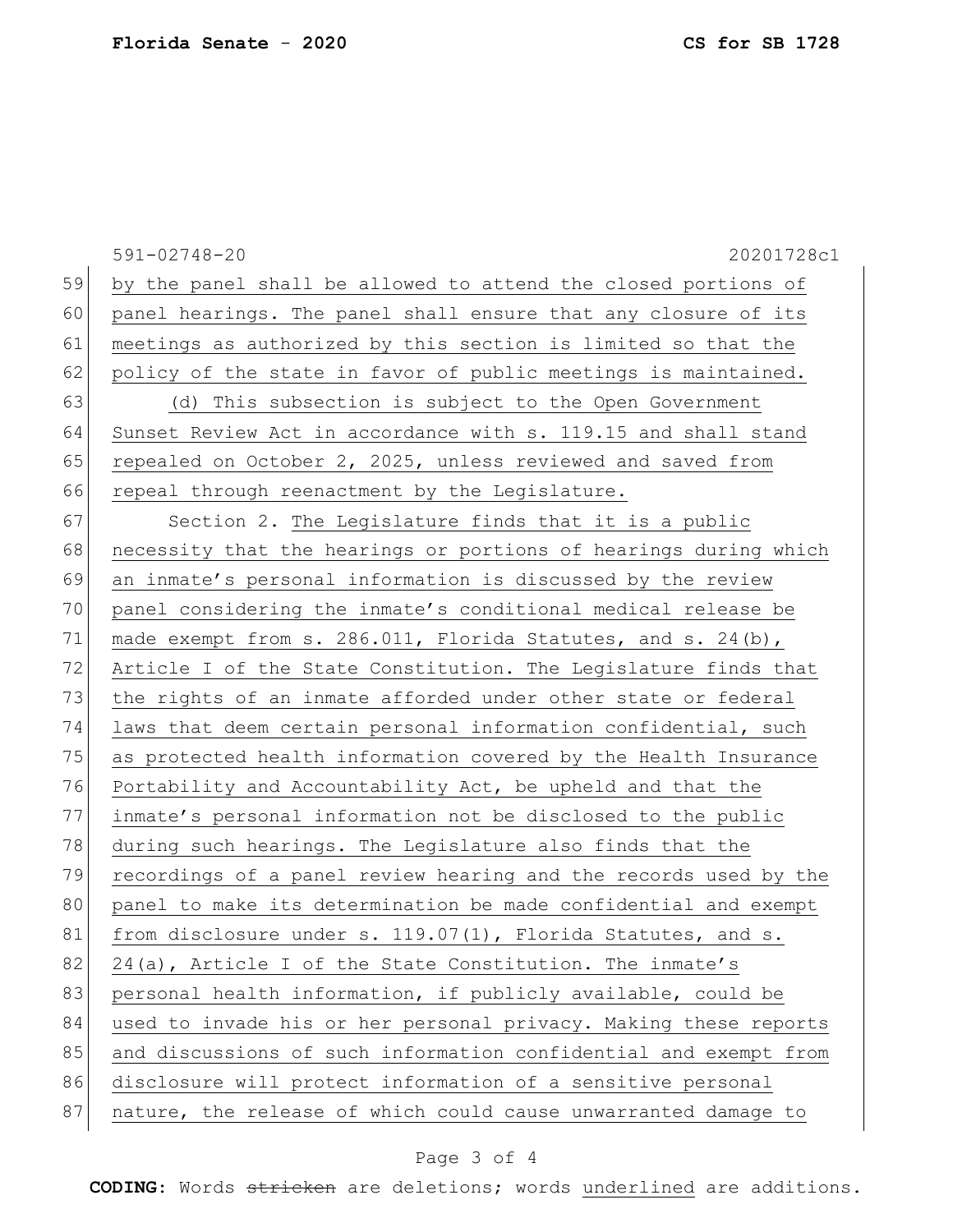by the panel shall be allowed to attend the closed portions of panel hearings. The panel shall ensure that any closure of its meetings as authorized by this section is limited so that the policy of the state in favor of public meetings is maintained.

(d) This subsection is subject to the Open Government Sunset Review Act in accordance with s. 119.15 and shall stand repealed on October 2, 2025, unless reviewed and saved from repeal through reenactment by the Legislature.

Section 2. The Legislature finds that it is a public necessity that the hearings or portions of hearings during which an inmate's personal information is discussed by the review panel considering the inmate's conditional medical release be made exempt from s. 286.011, Florida Statutes, and s. 24(b), Article I of the State Constitution. The Legislature finds that the rights of an inmate afforded under other state or federal laws that deem certain personal information confidential, such as protected health information covered by the Health Insurance Portability and Accountability Act, be upheld and that the inmate's personal information not be disclosed to the public during such hearings. The Legislature also finds that the recordings of a panel review hearing and the records used by the panel to make its determination be made confidential and exempt from disclosure under s. 119.07(1), Florida Statutes, and s. 24(a), Article I of the State Constitution. The inmate's personal health information, if publicly available, could be used to invade his or her personal privacy. Making these reports and discussions of such information confidential and exempt from disclosure will protect information of a sensitive personal nature, the release of which could cause unwarranted damage to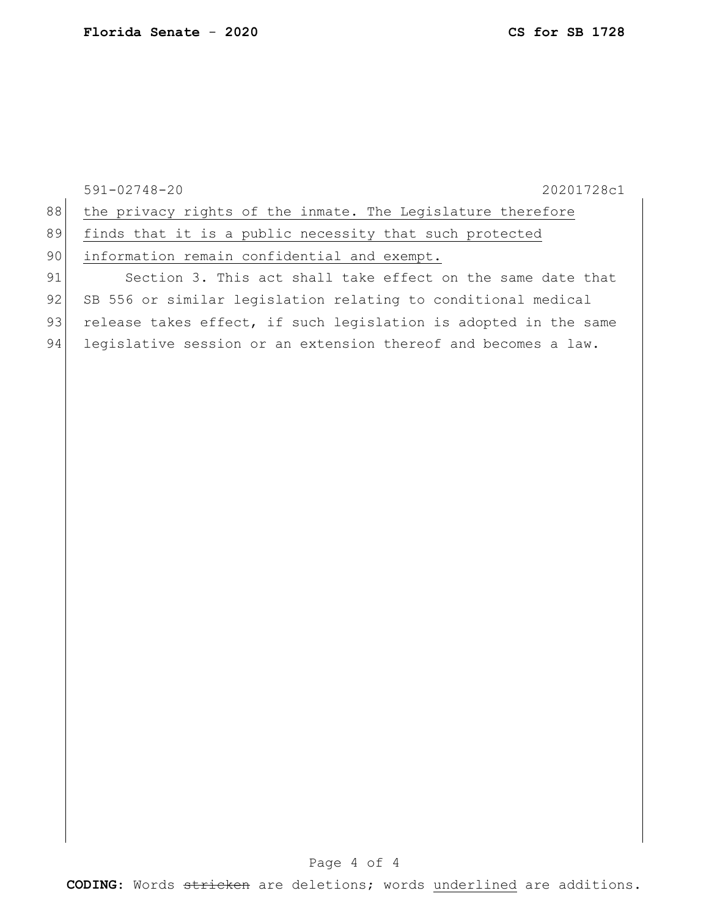591-02748-20 20201728c1

88 the privacy rights of the inmate. The Legislature therefore
89 finds that it is a public necessity that such protected
90 information remain confidential and exempt.

91 Section 3. This act shall take effect on the same date that
92 SB 556 or similar legislation relating to conditional medical
93 release takes effect, if such legislation is adopted in the same
94 legislative session or an extension thereof and becomes a law.

**CODING:** Words ~~stricken~~ are deletions; words underlined are additions.